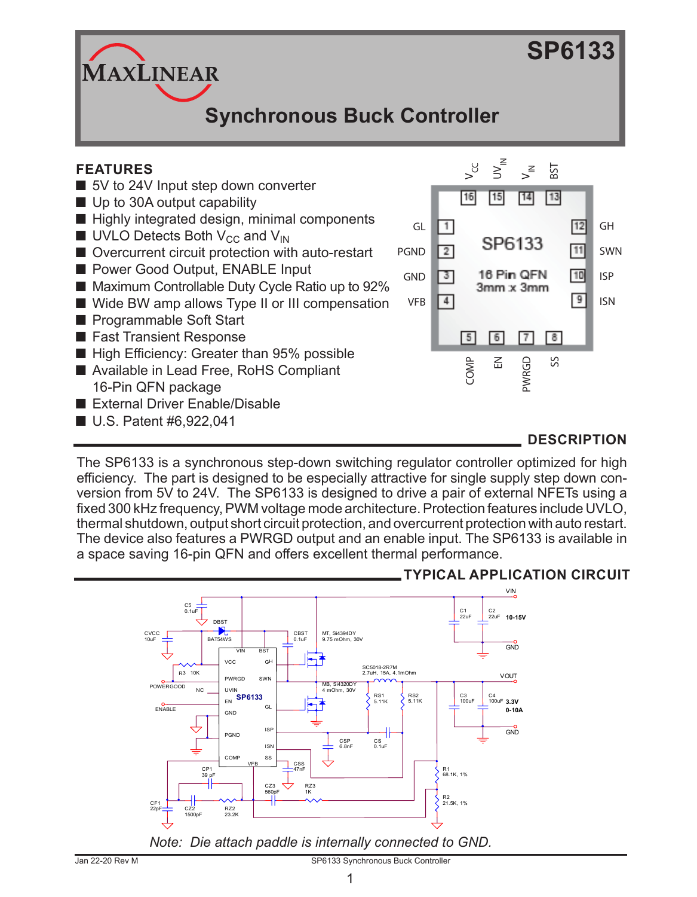# SP6133

## Synchronous Buck Controller

## FEATURES

- 5V to 24V Input step down converter
- Up to 30A output capability
- Highly integrated design, minimal components
- UVLO Detects Both $V_{CC}$ and $V_{IN}$
- Overcurrent circuit protection with auto-restart
- Power Good Output, ENABLE Input
- Maximum Controllable Duty Cycle Ratio up to 92%
- Wide BW amp allows Type II or III compensation
- Programmable Soft Start
- Fast Transient Response
- High Efficiency: Greater than 95% possible
- Available in Lead Free, RoHS Compliant 16-Pin QFN package
- External Driver Enable/Disable
- U.S. Patent #6,922,041

## DESCRIPTION

The SP6133 is a synchronous step-down switching regulator controller optimized for high efficiency. The part is designed to be especially attractive for single supply step down conversion from 5V to 24V. The SP6133 is designed to drive a pair of external NFETs using a fixed 300 kHz frequency, PWM voltage mode architecture. Protection features include UVLO, thermal shutdown, output short circuit protection, and overcurrent protection with auto restart. The device also features a PWRGD output and an enable input. The SP6133 is available in a space saving 16-pin QFN and offers excellent thermal performance.

## TYPICAL APPLICATION CIRCUIT

*Note: Die attach paddle is internally connected to GND.*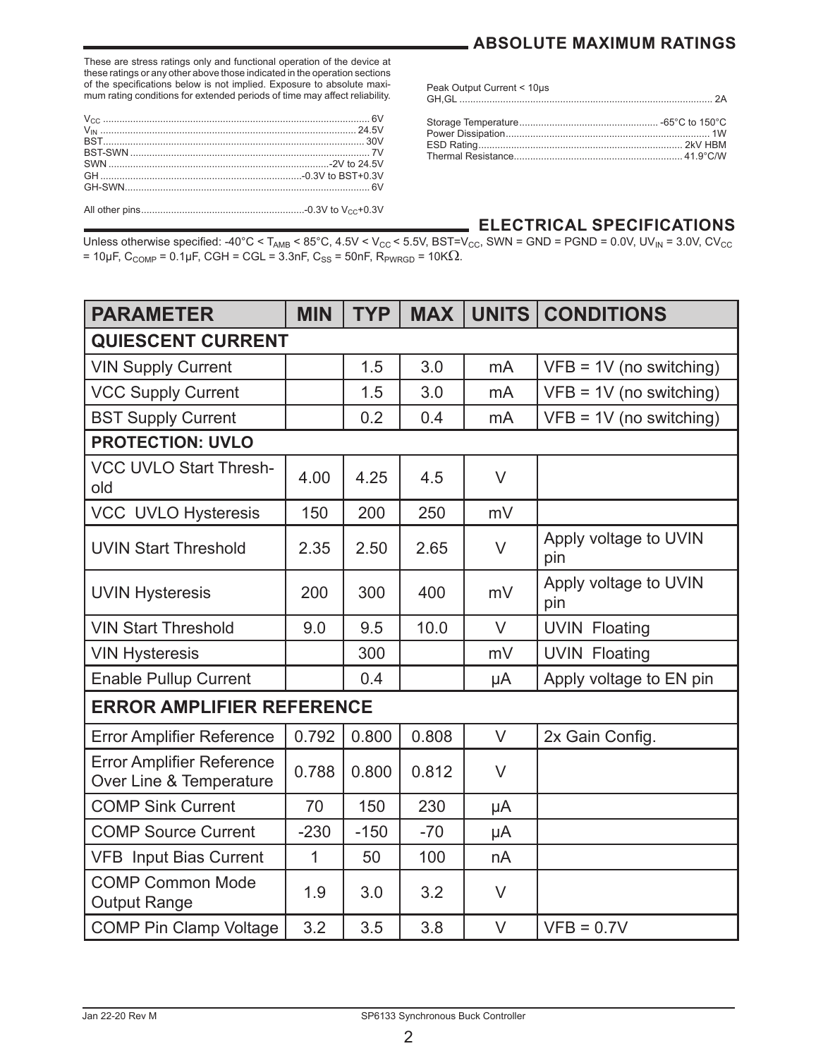## ABSOLUTE MAXIMUM RATINGS

These are stress ratings only and functional operation of the device at these ratings or any other above those indicated in the operation sections of the specifications below is not implied. Exposure to absolute maximum rating conditions for extended periods of time may affect reliability.

$V_{CC}$ ........ 6V
$V_{IN}$ ........ 24.5V
BST ........ 30V
BST-SWN ........ 7V
SWN ........ -2V to 24.5V
GH ........ -0.3V to BST+0.3V
GH-SWN ........ 6V

All other pins ........ -0.3V to $V_{CC}$+0.3V

Peak Output Current < 10μs
GH,GL ........ 2A

Storage Temperature ........ -65°C to 150°C
Power Dissipation ........ 1W
ESD Rating ........ 2kV HBM
Thermal Resistance ........ 41.9°C/W

## ELECTRICAL SPECIFICATIONS

Unless otherwise specified: -40°C < $T_{AMB}$ < 85°C, 4.5V < $V_{CC}$ < 5.5V, BST=$V_{CC}$, SWN = GND = PGND = 0.0V, $UV_{IN}$ = 3.0V, $CV_{CC}$ = 10μF, $C_{COMP}$ = 0.1μF, CGH = CGL = 3.3nF, $C_{SS}$ = 50nF, $R_{PWRGD}$ = 10KΩ.

| PARAMETER | MIN | TYP | MAX | UNITS | CONDITIONS |
|---|---|---|---|---|---|
| **QUIESCENT CURRENT** | | | | | |
| VIN Supply Current | | 1.5 | 3.0 | mA | VFB = 1V (no switching) |
| VCC Supply Current | | 1.5 | 3.0 | mA | VFB = 1V (no switching) |
| BST Supply Current | | 0.2 | 0.4 | mA | VFB = 1V (no switching) |
| **PROTECTION: UVLO** | | | | | |
| VCC UVLO Start Threshold | 4.00 | 4.25 | 4.5 | V | |
| VCC UVLO Hysteresis | 150 | 200 | 250 | mV | |
| UVIN Start Threshold | 2.35 | 2.50 | 2.65 | V | Apply voltage to UVIN pin |
| UVIN Hysteresis | 200 | 300 | 400 | mV | Apply voltage to UVIN pin |
| VIN Start Threshold | 9.0 | 9.5 | 10.0 | V | UVIN Floating |
| VIN Hysteresis | | 300 | | mV | UVIN Floating |
| Enable Pullup Current | | 0.4 | | μA | Apply voltage to EN pin |
| **ERROR AMPLIFIER REFERENCE** | | | | | |
| Error Amplifier Reference | 0.792 | 0.800 | 0.808 | V | 2x Gain Config. |
| Error Amplifier Reference Over Line & Temperature | 0.788 | 0.800 | 0.812 | V | |
| COMP Sink Current | 70 | 150 | 230 | μA | |
| COMP Source Current | -230 | -150 | -70 | μA | |
| VFB Input Bias Current | 1 | 50 | 100 | nA | |
| COMP Common Mode Output Range | 1.9 | 3.0 | 3.2 | V | |
| COMP Pin Clamp Voltage | 3.2 | 3.5 | 3.8 | V | VFB = 0.7V |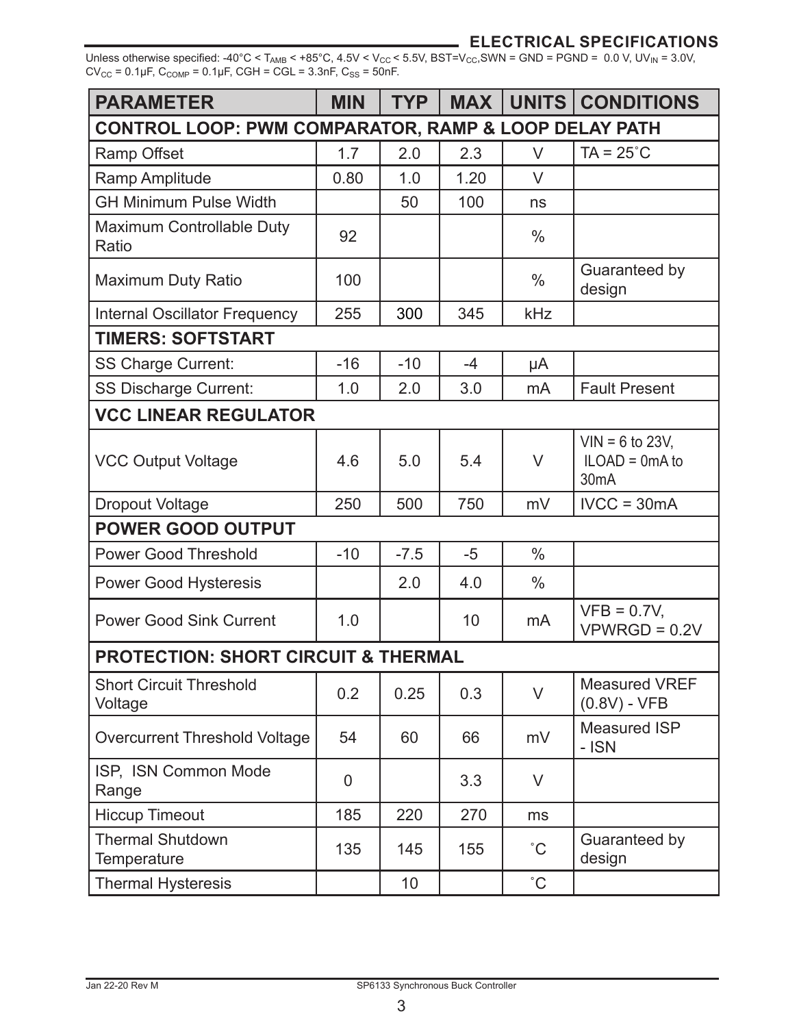## ELECTRICAL SPECIFICATIONS

Unless otherwise specified: -40°C < $T_{AMB}$ < +85°C, 4.5V < $V_{CC}$ < 5.5V, BST=$V_{CC}$,SWN = GND = PGND = 0.0 V, $UV_{IN}$ = 3.0V, $CV_{CC}$ = 0.1µF, $C_{COMP}$ = 0.1µF, CGH = CGL = 3.3nF, $C_{SS}$ = 50nF.

| PARAMETER | MIN | TYP | MAX | UNITS | CONDITIONS |
|---|---|---|---|---|---|
| **CONTROL LOOP: PWM COMPARATOR, RAMP & LOOP DELAY PATH** | | | | | |
| Ramp Offset | 1.7 | 2.0 | 2.3 | V | TA = 25˚C |
| Ramp Amplitude | 0.80 | 1.0 | 1.20 | V | |
| GH Minimum Pulse Width | | 50 | 100 | ns | |
| Maximum Controllable Duty Ratio | 92 | | | % | |
| Maximum Duty Ratio | 100 | | | % | Guaranteed by design |
| Internal Oscillator Frequency | 255 | 300 | 345 | kHz | |
| **TIMERS: SOFTSTART** | | | | | |
| SS Charge Current: | -16 | -10 | -4 | µA | |
| SS Discharge Current: | 1.0 | 2.0 | 3.0 | mA | Fault Present |
| **VCC LINEAR REGULATOR** | | | | | |
| VCC Output Voltage | 4.6 | 5.0 | 5.4 | V | VIN = 6 to 23V, ILOAD = 0mA to 30mA |
| Dropout Voltage | 250 | 500 | 750 | mV | IVCC = 30mA |
| **POWER GOOD OUTPUT** | | | | | |
| Power Good Threshold | -10 | -7.5 | -5 | % | |
| Power Good Hysteresis | | 2.0 | 4.0 | % | |
| Power Good Sink Current | 1.0 | | 10 | mA | VFB = 0.7V, VPWRGD = 0.2V |
| **PROTECTION: SHORT CIRCUIT & THERMAL** | | | | | |
| Short Circuit Threshold Voltage | 0.2 | 0.25 | 0.3 | V | Measured VREF (0.8V) - VFB |
| Overcurrent Threshold Voltage | 54 | 60 | 66 | mV | Measured ISP - ISN |
| ISP, ISN Common Mode Range | 0 | | 3.3 | V | |
| Hiccup Timeout | 185 | 220 | 270 | ms | |
| Thermal Shutdown Temperature | 135 | 145 | 155 | ˚C | Guaranteed by design |
| Thermal Hysteresis | | 10 | | ˚C | |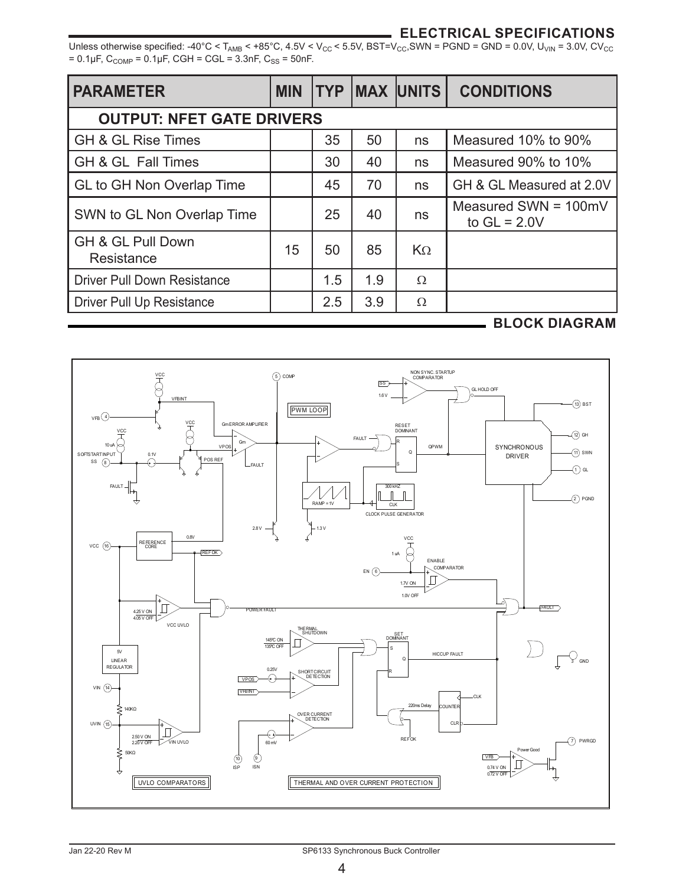## ELECTRICAL SPECIFICATIONS

Unless otherwise specified: -40°C < $T_{AMB}$ < +85°C, 4.5V < $V_{CC}$ < 5.5V, BST=$V_{CC}$,SWN = PGND = GND = 0.0V, $U_{VIN}$ = 3.0V, $CV_{CC}$ = 0.1µF, $C_{COMP}$ = 0.1µF, CGH = CGL = 3.3nF, $C_{SS}$ = 50nF.

| PARAMETER | MIN | TYP | MAX | UNITS | CONDITIONS |
|---|---|---|---|---|---|
| **OUTPUT: NFET GATE DRIVERS** | | | | | |
| GH & GL Rise Times | | 35 | 50 | ns | Measured 10% to 90% |
| GH & GL Fall Times | | 30 | 40 | ns | Measured 90% to 10% |
| GL to GH Non Overlap Time | | 45 | 70 | ns | GH & GL Measured at 2.0V |
| SWN to GL Non Overlap Time | | 25 | 40 | ns | Measured SWN = 100mV to GL = 2.0V |
| GH & GL Pull Down Resistance | 15 | 50 | 85 | KΩ | |
| Driver Pull Down Resistance | | 1.5 | 1.9 | Ω | |
| Driver Pull Up Resistance | | 2.5 | 3.9 | Ω | |

## BLOCK DIAGRAM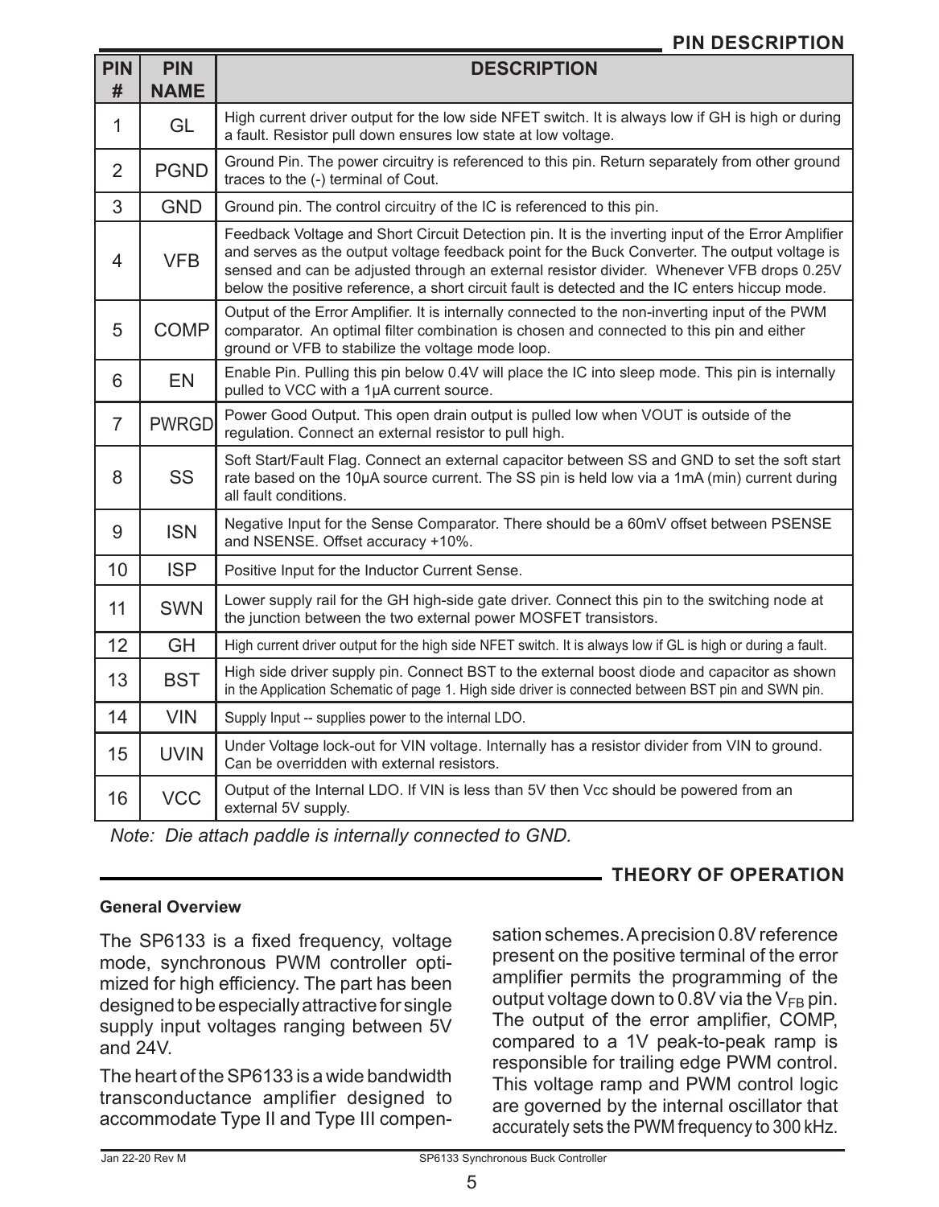## PIN DESCRIPTION

| PIN # | PIN NAME | DESCRIPTION |
|---|---|---|
| 1 | GL | High current driver output for the low side NFET switch. It is always low if GH is high or during a fault. Resistor pull down ensures low state at low voltage. |
| 2 | PGND | Ground Pin. The power circuitry is referenced to this pin. Return separately from other ground traces to the (-) terminal of Cout. |
| 3 | GND | Ground pin. The control circuitry of the IC is referenced to this pin. |
| 4 | VFB | Feedback Voltage and Short Circuit Detection pin. It is the inverting input of the Error Amplifier and serves as the output voltage feedback point for the Buck Converter. The output voltage is sensed and can be adjusted through an external resistor divider. Whenever VFB drops 0.25V below the positive reference, a short circuit fault is detected and the IC enters hiccup mode. |
| 5 | COMP | Output of the Error Amplifier. It is internally connected to the non-inverting input of the PWM comparator. An optimal filter combination is chosen and connected to this pin and either ground or VFB to stabilize the voltage mode loop. |
| 6 | EN | Enable Pin. Pulling this pin below 0.4V will place the IC into sleep mode. This pin is internally pulled to VCC with a 1µA current source. |
| 7 | PWRGD | Power Good Output. This open drain output is pulled low when VOUT is outside of the regulation. Connect an external resistor to pull high. |
| 8 | SS | Soft Start/Fault Flag. Connect an external capacitor between SS and GND to set the soft start rate based on the 10µA source current. The SS pin is held low via a 1mA (min) current during all fault conditions. |
| 9 | ISN | Negative Input for the Sense Comparator. There should be a 60mV offset between PSENSE and NSENSE. Offset accuracy +10%. |
| 10 | ISP | Positive Input for the Inductor Current Sense. |
| 11 | SWN | Lower supply rail for the GH high-side gate driver. Connect this pin to the switching node at the junction between the two external power MOSFET transistors. |
| 12 | GH | High current driver output for the high side NFET switch. It is always low if GL is high or during a fault. |
| 13 | BST | High side driver supply pin. Connect BST to the external boost diode and capacitor as shown in the Application Schematic of page 1. High side driver is connected between BST pin and SWN pin. |
| 14 | VIN | Supply Input -- supplies power to the internal LDO. |
| 15 | UVIN | Under Voltage lock-out for VIN voltage. Internally has a resistor divider from VIN to ground. Can be overridden with external resistors. |
| 16 | VCC | Output of the Internal LDO. If VIN is less than 5V then Vcc should be powered from an external 5V supply. |

*Note: Die attach paddle is internally connected to GND.*

## THEORY OF OPERATION

### General Overview

The SP6133 is a fixed frequency, voltage mode, synchronous PWM controller optimized for high efficiency. The part has been designed to be especially attractive for single supply input voltages ranging between 5V and 24V.

The heart of the SP6133 is a wide bandwidth transconductance amplifier designed to accommodate Type II and Type III compensation schemes. A precision 0.8V reference present on the positive terminal of the error amplifier permits the programming of the output voltage down to 0.8V via the $V_{FB}$ pin. The output of the error amplifier, COMP, compared to a 1V peak-to-peak ramp is responsible for trailing edge PWM control. This voltage ramp and PWM control logic are governed by the internal oscillator that accurately sets the PWM frequency to 300 kHz.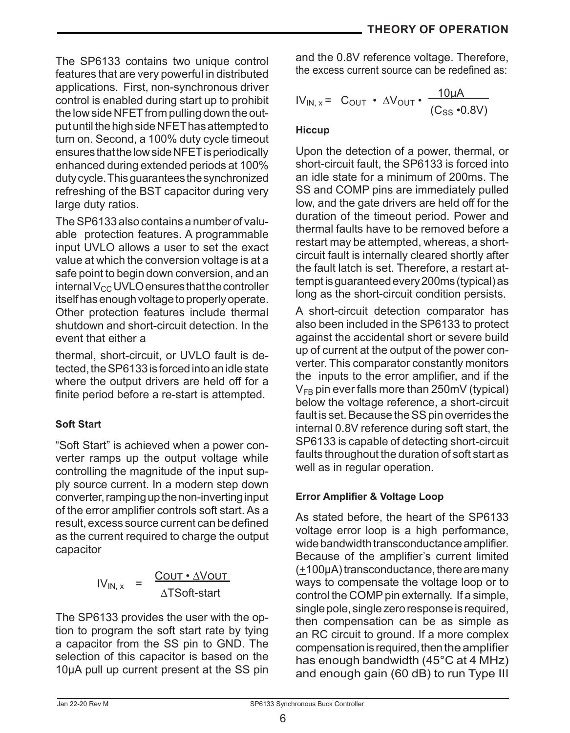The SP6133 contains two unique control features that are very powerful in distributed applications. First, non-synchronous driver control is enabled during start up to prohibit the low side NFET from pulling down the output until the high side NFET has attempted to turn on. Second, a 100% duty cycle timeout ensures that the low side NFET is periodically enhanced during extended periods at 100% duty cycle. This guarantees the synchronized refreshing of the BST capacitor during very large duty ratios.

The SP6133 also contains a number of valuable protection features. A programmable input UVLO allows a user to set the exact value at which the conversion voltage is at a safe point to begin down conversion, and an internal $V_{CC}$ UVLO ensures that the controller itself has enough voltage to properly operate. Other protection features include thermal shutdown and short-circuit detection. In the event that either a

thermal, short-circuit, or UVLO fault is detected, the SP6133 is forced into an idle state where the output drivers are held off for a finite period before a re-start is attempted.

#### Soft Start

"Soft Start" is achieved when a power converter ramps up the output voltage while controlling the magnitude of the input supply source current. In a modern step down converter, ramping up the non-inverting input of the error amplifier controls soft start. As a result, excess source current can be defined as the current required to charge the output capacitor

$$IV_{IN,\,x} = \frac{C_{OUT} \cdot \Delta V_{OUT}}{\Delta T_{Soft\text{-}start}}$$

The SP6133 provides the user with the option to program the soft start rate by tying a capacitor from the SS pin to GND. The selection of this capacitor is based on the 10µA pull up current present at the SS pin and the 0.8V reference voltage. Therefore, the excess current source can be redefined as:

$$IV_{IN,\,x} = C_{OUT} \cdot \Delta V_{OUT} \cdot \frac{10\mu A}{(C_{SS} \cdot 0.8V)}$$

#### Hiccup

Upon the detection of a power, thermal, or short-circuit fault, the SP6133 is forced into an idle state for a minimum of 200ms. The SS and COMP pins are immediately pulled low, and the gate drivers are held off for the duration of the timeout period. Power and thermal faults have to be removed before a restart may be attempted, whereas, a short-circuit fault is internally cleared shortly after the fault latch is set. Therefore, a restart attempt is guaranteed every 200ms (typical) as long as the short-circuit condition persists.

A short-circuit detection comparator has also been included in the SP6133 to protect against the accidental short or severe build up of current at the output of the power converter. This comparator constantly monitors the inputs to the error amplifier, and if the $V_{FB}$ pin ever falls more than 250mV (typical) below the voltage reference, a short-circuit fault is set. Because the SS pin overrides the internal 0.8V reference during soft start, the SP6133 is capable of detecting short-circuit faults throughout the duration of soft start as well as in regular operation.

#### Error Amplifier & Voltage Loop

As stated before, the heart of the SP6133 voltage error loop is a high performance, wide bandwidth transconductance amplifier. Because of the amplifier's current limited (±100µA) transconductance, there are many ways to compensate the voltage loop or to control the COMP pin externally. If a simple, single pole, single zero response is required, then compensation can be as simple as an RC circuit to ground. If a more complex compensation is required, then the amplifier has enough bandwidth (45°C at 4 MHz) and enough gain (60 dB) to run Type III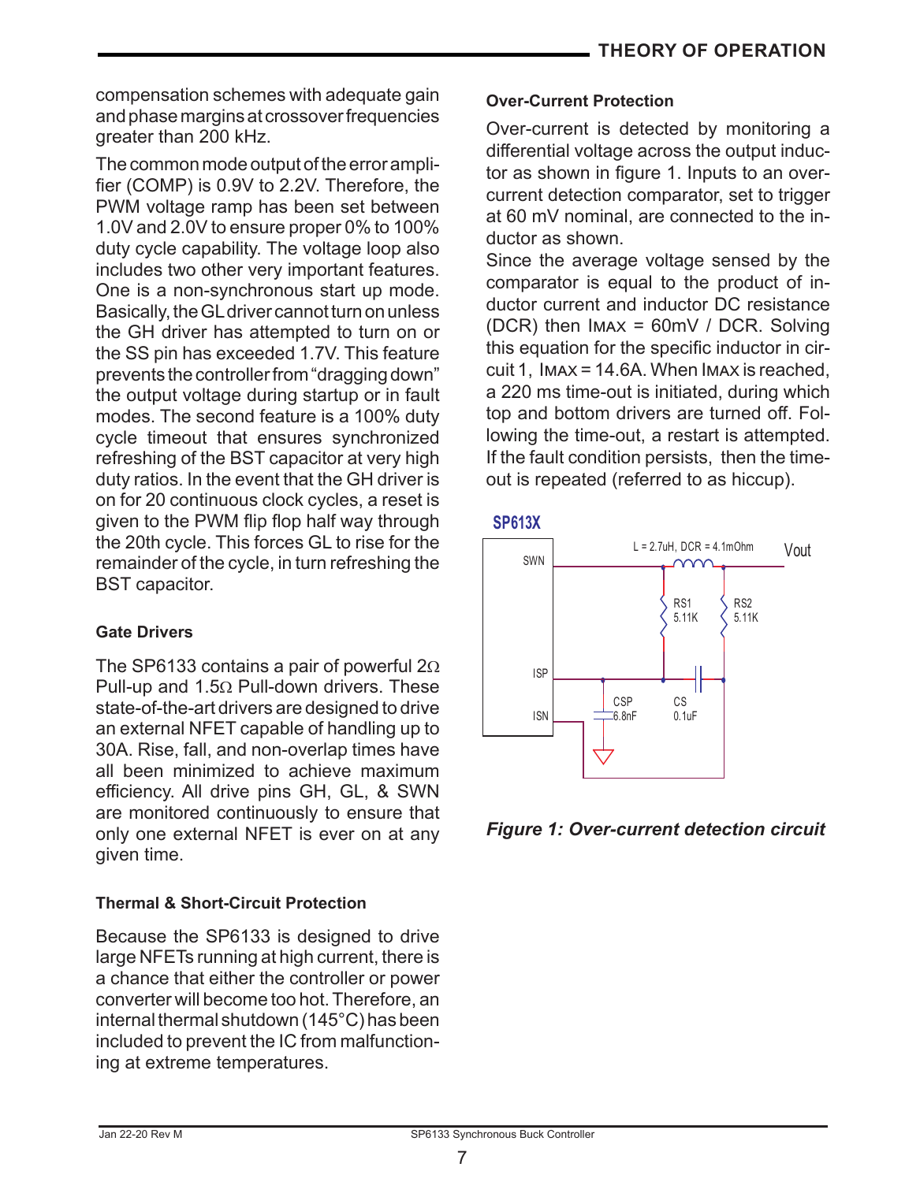compensation schemes with adequate gain and phase margins at crossover frequencies greater than 200 kHz.

The common mode output of the error amplifier (COMP) is 0.9V to 2.2V. Therefore, the PWM voltage ramp has been set between 1.0V and 2.0V to ensure proper 0% to 100% duty cycle capability. The voltage loop also includes two other very important features. One is a non-synchronous start up mode. Basically, the GL driver cannot turn on unless the GH driver has attempted to turn on or the SS pin has exceeded 1.7V. This feature prevents the controller from "dragging down" the output voltage during startup or in fault modes. The second feature is a 100% duty cycle timeout that ensures synchronized refreshing of the BST capacitor at very high duty ratios. In the event that the GH driver is on for 20 continuous clock cycles, a reset is given to the PWM flip flop half way through the 20th cycle. This forces GL to rise for the remainder of the cycle, in turn refreshing the BST capacitor.

### Gate Drivers

The SP6133 contains a pair of powerful 2Ω Pull-up and 1.5Ω Pull-down drivers. These state-of-the-art drivers are designed to drive an external NFET capable of handling up to 30A. Rise, fall, and non-overlap times have all been minimized to achieve maximum efficiency. All drive pins GH, GL, & SWN are monitored continuously to ensure that only one external NFET is ever on at any given time.

### Thermal & Short-Circuit Protection

Because the SP6133 is designed to drive large NFETs running at high current, there is a chance that either the controller or power converter will become too hot. Therefore, an internal thermal shutdown (145°C) has been included to prevent the IC from malfunctioning at extreme temperatures.

### Over-Current Protection

Over-current is detected by monitoring a differential voltage across the output inductor as shown in figure 1. Inputs to an over-current detection comparator, set to trigger at 60 mV nominal, are connected to the inductor as shown.

Since the average voltage sensed by the comparator is equal to the product of inductor current and inductor DC resistance (DCR) then $I_{MAX}$ = 60mV / DCR. Solving this equation for the specific inductor in circuit 1, $I_{MAX}$ = 14.6A. When $I_{MAX}$ is reached, a 220 ms time-out is initiated, during which top and bottom drivers are turned off. Following the time-out, a restart is attempted. If the fault condition persists, then the time-out is repeated (referred to as hiccup).

SP613X — SWN, ISP, ISN; L = 2.7uH, DCR = 4.1mOhm; Vout; RS1 5.11K; RS2 5.11K; CSP 6.8nF; CS 0.1uF

*Figure 1: Over-current detection circuit*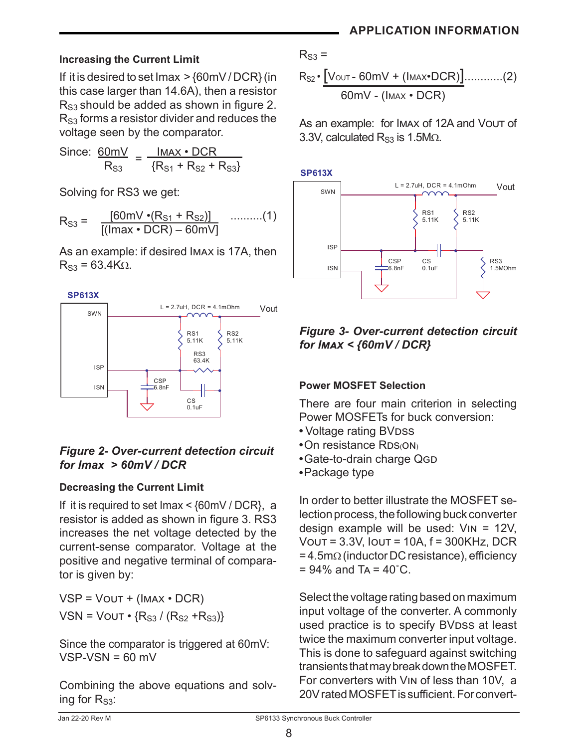## APPLICATION INFORMATION

### Increasing the Current Limit

If it is desired to set Imax > {60mV / DCR} (in this case larger than 14.6A), then a resistor $R_{S3}$ should be added as shown in figure 2. $R_{S3}$ forms a resistor divider and reduces the voltage seen by the comparator.

Since:

$$\frac{60mV}{R_{S3}} = \frac{I_{MAX} \cdot DCR}{\{R_{S1} + R_{S2} + R_{S3}\}}$$

Solving for RS3 we get:

$$R_{S3} = \frac{[60mV \cdot (R_{S1} + R_{S2})]}{[(Imax \cdot DCR) - 60mV]} \quad \text{..........(1)}$$

As an example: if desired $I_{MAX}$ is 17A, then $R_{S3}$ = 63.4KΩ.

*Figure 2- Over-current detection circuit for Imax > 60mV / DCR*

### Decreasing the Current Limit

If it is required to set Imax < {60mV / DCR}, a resistor is added as shown in figure 3. RS3 increases the net voltage detected by the current-sense comparator. Voltage at the positive and negative terminal of comparator is given by:

$$VSP = V_{OUT} + (I_{MAX} \cdot DCR)$$

$$VSN = V_{OUT} \cdot \{R_{S3} / (R_{S2} + R_{S3})\}$$

Since the comparator is triggered at 60mV:
VSP-VSN = 60 mV

Combining the above equations and solving for $R_{S3}$:

$$R_{S3} = \frac{R_{S2} \cdot [V_{OUT} - 60mV + (I_{MAX} \cdot DCR)]}{60mV - (I_{MAX} \cdot DCR)} \quad \text{............(2)}$$

As an example: for $I_{MAX}$ of 12A and $V_{OUT}$ of 3.3V, calculated $R_{S3}$ is 1.5MΩ.

*Figure 3- Over-current detection circuit for $I_{MAX}$ < {60mV / DCR}*

### Power MOSFET Selection

There are four main criterion in selecting Power MOSFETs for buck conversion:

- Voltage rating $BV_{DSS}$
- On resistance $R_{DS(ON)}$
- Gate-to-drain charge $Q_{GD}$
- Package type

In order to better illustrate the MOSFET selection process, the following buck converter design example will be used: $V_{IN}$ = 12V, $V_{OUT}$ = 3.3V, $I_{OUT}$ = 10A, f = 300KHz, DCR = 4.5mΩ (inductor DC resistance), efficiency = 94% and $T_A$ = 40˚C.

Select the voltage rating based on maximum input voltage of the converter. A commonly used practice is to specify $BV_{DSS}$ at least twice the maximum converter input voltage. This is done to safeguard against switching transients that may break down the MOSFET. For converters with $V_{IN}$ of less than 10V, a 20V rated MOSFET is sufficient. For convert-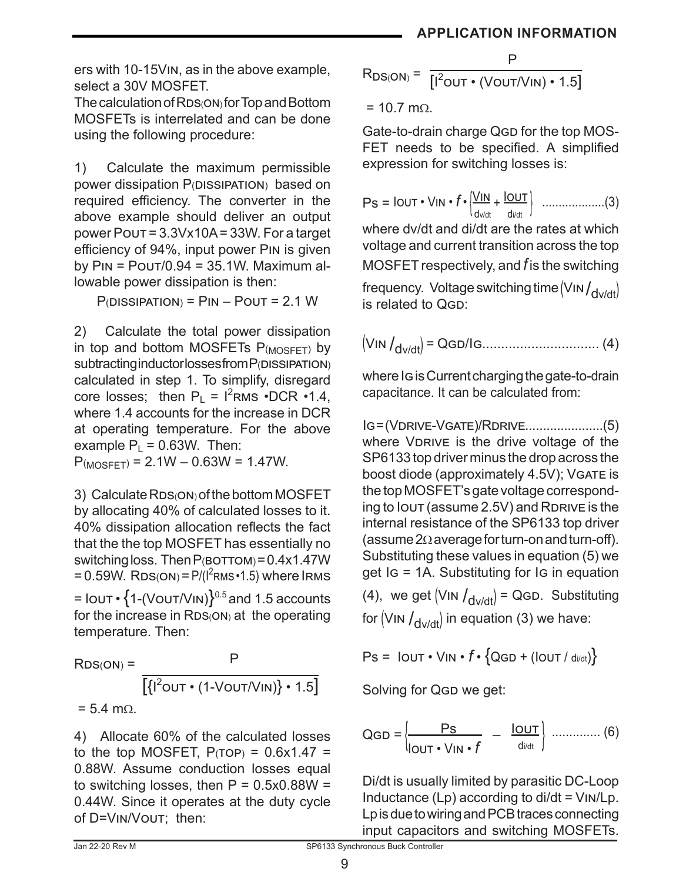ers with 10-15$V_{IN}$, as in the above example, select a 30V MOSFET.

The calculation of $R_{DS(ON)}$ for Top and Bottom MOSFETs is interrelated and can be done using the following procedure:

1) Calculate the maximum permissible power dissipation $P_{(DISSIPATION)}$ based on required efficiency. The converter in the above example should deliver an output power $P_{OUT}$ = 3.3Vx10A = 33W. For a target efficiency of 94%, input power $P_{IN}$ is given by $P_{IN} = P_{OUT}/0.94$ = 35.1W. Maximum allowable power dissipation is then:

$$P_{(DISSIPATION)} = P_{IN} - P_{OUT} = 2.1\text{ W}$$

2) Calculate the total power dissipation in top and bottom MOSFETs $P_{(MOSFET)}$ by subtracting inductor losses from $P_{(DISSIPATION)}$ calculated in step 1. To simplify, disregard core losses; then $P_L = I^2_{RMS} \cdot DCR \cdot 1.4$, where 1.4 accounts for the increase in DCR at operating temperature. For the above example $P_L$ = 0.63W. Then:
$P_{(MOSFET)}$ = 2.1W – 0.63W = 1.47W.

3) Calculate $R_{DS(ON)}$ of the bottom MOSFET by allocating 40% of calculated losses to it. 40% dissipation allocation reflects the fact that the the top MOSFET has essentially no switching loss. Then $P_{(BOTTOM)}$ = 0.4x1.47W = 0.59W. $R_{DS(ON)} = P/(I^2_{RMS} \cdot 1.5)$ where $I_{RMS} = I_{OUT} \cdot \{1-(V_{OUT}/V_{IN})\}^{0.5}$ and 1.5 accounts for the increase in $R_{DS(ON)}$ at the operating temperature. Then:

$$R_{DS(ON)} = \frac{P}{\left[\{I^2_{OUT} \cdot (1-V_{OUT}/V_{IN})\} \cdot 1.5\right]}$$

= 5.4 mΩ.

4) Allocate 60% of the calculated losses to the top MOSFET, $P_{(TOP)}$ = 0.6x1.47 = 0.88W. Assume conduction losses equal to switching losses, then P = 0.5x0.88W = 0.44W. Since it operates at the duty cycle of D=$V_{IN}/V_{OUT}$; then:

$$R_{DS(ON)} = \frac{P}{\left[I^2_{OUT} \cdot (V_{OUT}/V_{IN}) \cdot 1.5\right]}$$

= 10.7 mΩ.

Gate-to-drain charge $Q_{GD}$ for the top MOSFET needs to be specified. A simplified expression for switching losses is:

$$P_S = I_{OUT} \cdot V_{IN} \cdot f \cdot \left\{\frac{V_{IN}}{dv/dt} + \frac{I_{OUT}}{di/dt}\right\} \quad \text{..................(3)}$$

where dv/dt and di/dt are the rates at which voltage and current transition across the top MOSFET respectively, and $f$ is the switching frequency. Voltage switching time $\left(V_{IN}/_{dv/dt}\right)$ is related to $Q_{GD}$:

$$\left(V_{IN}/_{dv/dt}\right) = Q_{GD}/I_G \quad \text{.............................. (4)}$$

where $I_G$ is Current charging the gate-to-drain capacitance. It can be calculated from:

$$I_G = (V_{DRIVE} - V_{GATE})/R_{DRIVE} \quad \text{.....................(5)}$$

where $V_{DRIVE}$ is the drive voltage of the SP6133 top driver minus the drop across the boost diode (approximately 4.5V); $V_{GATE}$ is the top MOSFET's gate voltage corresponding to $I_{OUT}$ (assume 2.5V) and $R_{DRIVE}$ is the internal resistance of the SP6133 top driver (assume 2Ω average for turn-on and turn-off). Substituting these values in equation (5) we get $I_G$ = 1A. Substituting for $I_G$ in equation (4), we get $\left(V_{IN}/_{dv/dt}\right) = Q_{GD}$. Substituting for $\left(V_{IN}/_{dv/dt}\right)$ in equation (3) we have:

$$P_S = I_{OUT} \cdot V_{IN} \cdot f \cdot \left\{Q_{GD} + (I_{OUT}/_{di/dt})\right\}$$

Solving for $Q_{GD}$ we get:

$$Q_{GD} = \left\{\frac{P_S}{I_{OUT} \cdot V_{IN} \cdot f} - \frac{I_{OUT}}{di/dt}\right\} \quad \text{............. (6)}$$

Di/dt is usually limited by parasitic DC-Loop Inductance (Lp) according to di/dt = $V_{IN}$/Lp. Lp is due to wiring and PCB traces connecting input capacitors and switching MOSFETs.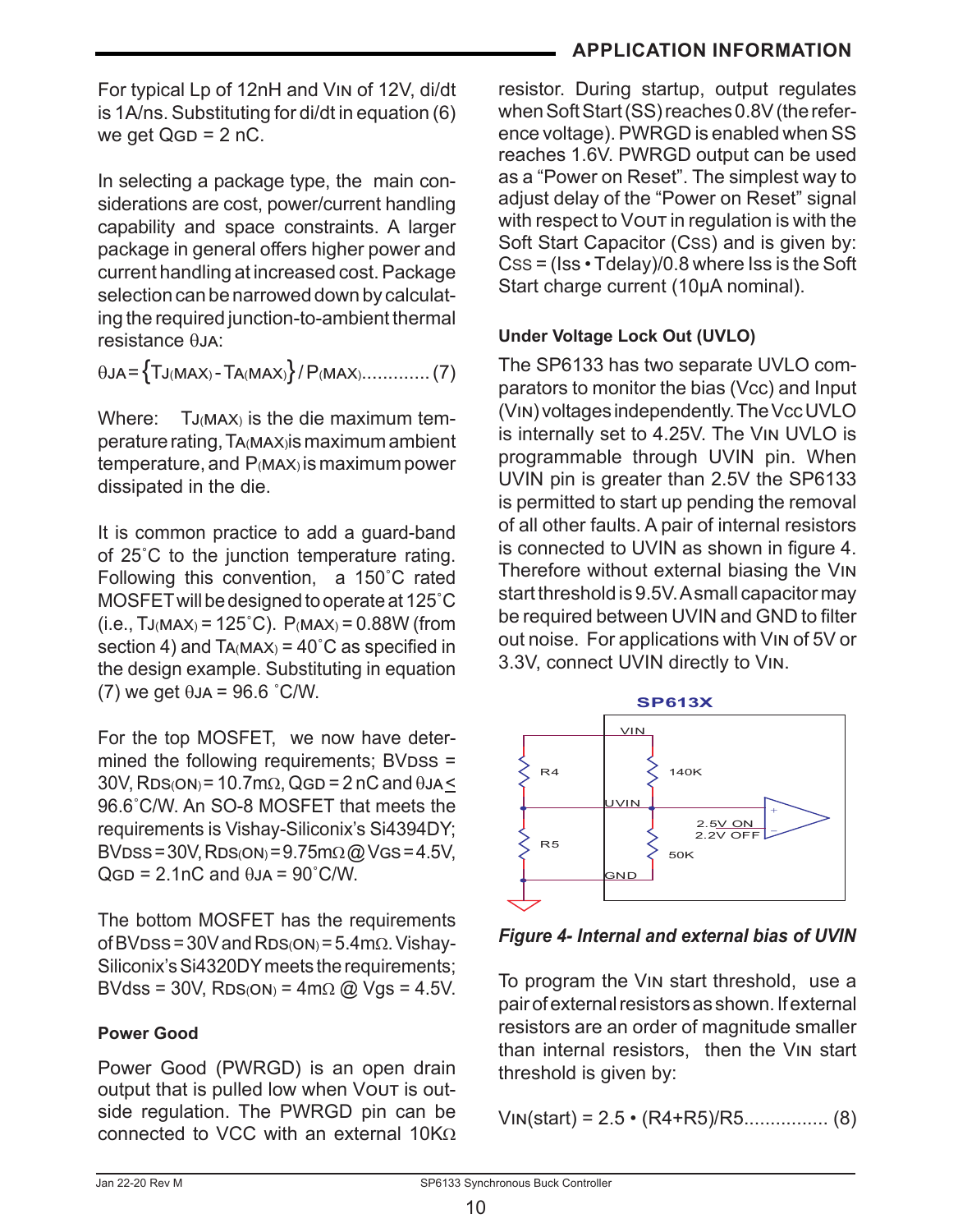For typical Lp of 12nH and $V_{IN}$ of 12V, di/dt is 1A/ns. Substituting for di/dt in equation (6) we get $Q_{GD}$ = 2 nC.

In selecting a package type, the main considerations are cost, power/current handling capability and space constraints. A larger package in general offers higher power and current handling at increased cost. Package selection can be narrowed down by calculating the required junction-to-ambient thermal resistance $\theta_{JA}$:

$$\theta_{JA} = \{T_{J(MAX)} - T_{A(MAX)}\} / P_{(MAX)} \quad\text{............ (7)}$$

Where: $T_{J(MAX)}$ is the die maximum temperature rating, $T_{A(MAX)}$ is maximum ambient temperature, and $P_{(MAX)}$ is maximum power dissipated in the die.

It is common practice to add a guard-band of 25˚C to the junction temperature rating. Following this convention, a 150˚C rated MOSFET will be designed to operate at 125˚C (i.e., $T_{J(MAX)}$ = 125˚C). $P_{(MAX)}$ = 0.88W (from section 4) and $T_{A(MAX)}$ = 40˚C as specified in the design example. Substituting in equation (7) we get $\theta_{JA}$ = 96.6 ˚C/W.

For the top MOSFET, we now have determined the following requirements; $BV_{DSS}$ = 30V, $R_{DS(ON)}$ = 10.7mΩ, $Q_{GD}$ = 2 nC and $\theta_{JA} \le$ 96.6˚C/W. An SO-8 MOSFET that meets the requirements is Vishay-Siliconix's Si4394DY; $BV_{DSS}$ = 30V, $R_{DS(ON)}$ = 9.75mΩ @ $V_{GS}$ = 4.5V, $Q_{GD}$ = 2.1nC and $\theta_{JA}$ = 90˚C/W.

The bottom MOSFET has the requirements of $BV_{DSS}$ = 30V and $R_{DS(ON)}$ = 5.4mΩ. Vishay-Siliconix's Si4320DY meets the requirements; BVdss = 30V, $R_{DS(ON)}$ = 4mΩ @ Vgs = 4.5V.

**Power Good**

Power Good (PWRGD) is an open drain output that is pulled low when $V_{OUT}$ is outside regulation. The PWRGD pin can be connected to VCC with an external 10KΩ resistor. During startup, output regulates when Soft Start (SS) reaches 0.8V (the reference voltage). PWRGD is enabled when SS reaches 1.6V. PWRGD output can be used as a "Power on Reset". The simplest way to adjust delay of the "Power on Reset" signal with respect to $V_{OUT}$ in regulation is with the Soft Start Capacitor ($C_{SS}$) and is given by: $C_{SS}$ = (Iss • Tdelay)/0.8 where Iss is the Soft Start charge current (10μA nominal).

**Under Voltage Lock Out (UVLO)**

The SP6133 has two separate UVLO comparators to monitor the bias (Vcc) and Input ($V_{IN}$) voltages independently. The Vcc UVLO is internally set to 4.25V. The $V_{IN}$ UVLO is programmable through UVIN pin. When UVIN pin is greater than 2.5V the SP6133 is permitted to start up pending the removal of all other faults. A pair of internal resistors is connected to UVIN as shown in figure 4. Therefore without external biasing the $V_{IN}$ start threshold is 9.5V. A small capacitor may be required between UVIN and GND to filter out noise. For applications with $V_{IN}$ of 5V or 3.3V, connect UVIN directly to $V_{IN}$.

*Figure 4- Internal and external bias of UVIN*

To program the $V_{IN}$ start threshold, use a pair of external resistors as shown. If external resistors are an order of magnitude smaller than internal resistors, then the $V_{IN}$ start threshold is given by:

$$V_{IN}(start) = 2.5 \cdot (R4+R5)/R5 \quad\text{................ (8)}$$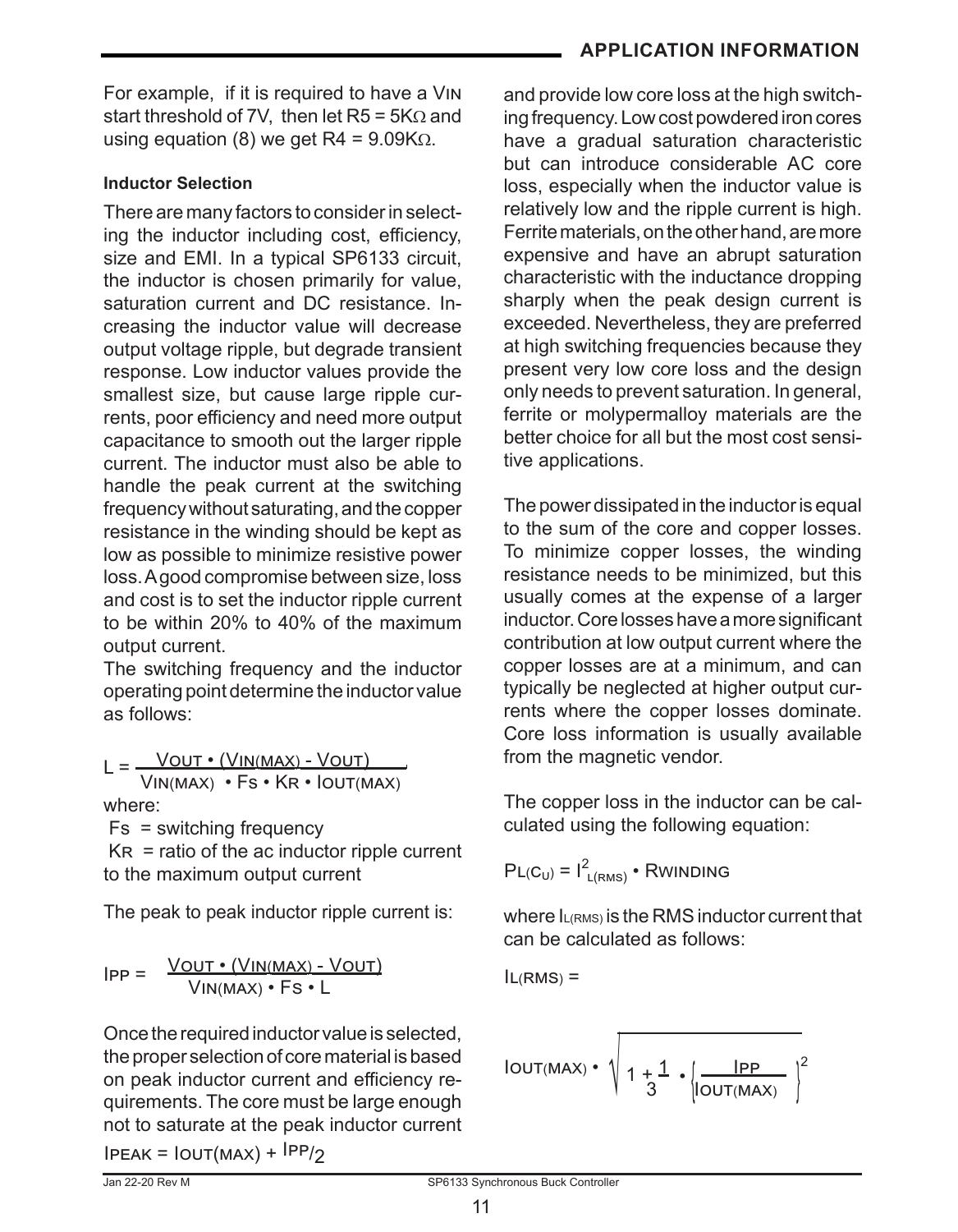For example, if it is required to have a $V_{IN}$ start threshold of 7V, then let R5 = 5KΩ and using equation (8) we get R4 = 9.09KΩ.

**Inductor Selection**

There are many factors to consider in selecting the inductor including cost, efficiency, size and EMI. In a typical SP6133 circuit, the inductor is chosen primarily for value, saturation current and DC resistance. Increasing the inductor value will decrease output voltage ripple, but degrade transient response. Low inductor values provide the smallest size, but cause large ripple currents, poor efficiency and need more output capacitance to smooth out the larger ripple current. The inductor must also be able to handle the peak current at the switching frequency without saturating, and the copper resistance in the winding should be kept as low as possible to minimize resistive power loss. A good compromise between size, loss and cost is to set the inductor ripple current to be within 20% to 40% of the maximum output current.

The switching frequency and the inductor operating point determine the inductor value as follows:

$$L = \frac{V_{OUT} \cdot (V_{IN(MAX)} - V_{OUT})}{V_{IN(MAX)} \cdot F_S \cdot K_R \cdot I_{OUT(MAX)}}$$

where:

$F_S$ = switching frequency

$K_R$ = ratio of the ac inductor ripple current to the maximum output current

The peak to peak inductor ripple current is:

$$I_{PP} = \frac{V_{OUT} \cdot (V_{IN(MAX)} - V_{OUT})}{V_{IN(MAX)} \cdot F_S \cdot L}$$

Once the required inductor value is selected, the proper selection of core material is based on peak inductor current and efficiency requirements. The core must be large enough not to saturate at the peak inductor current

$$I_{PEAK} = I_{OUT(MAX)} + I_{PP}/2$$

and provide low core loss at the high switching frequency. Low cost powdered iron cores have a gradual saturation characteristic but can introduce considerable AC core loss, especially when the inductor value is relatively low and the ripple current is high. Ferrite materials, on the other hand, are more expensive and have an abrupt saturation characteristic with the inductance dropping sharply when the peak design current is exceeded. Nevertheless, they are preferred at high switching frequencies because they present very low core loss and the design only needs to prevent saturation. In general, ferrite or molypermalloy materials are the better choice for all but the most cost sensitive applications.

The power dissipated in the inductor is equal to the sum of the core and copper losses. To minimize copper losses, the winding resistance needs to be minimized, but this usually comes at the expense of a larger inductor. Core losses have a more significant contribution at low output current where the copper losses are at a minimum, and can typically be neglected at higher output currents where the copper losses dominate. Core loss information is usually available from the magnetic vendor.

The copper loss in the inductor can be calculated using the following equation:

$$P_{L(Cu)} = I^2_{L(RMS)} \cdot R_{WINDING}$$

where $I_{L(RMS)}$ is the RMS inductor current that can be calculated as follows:

$$I_{L(RMS)} = I_{OUT(MAX)} \cdot \sqrt{1 + \frac{1}{3} \cdot \left(\frac{I_{PP}}{I_{OUT(MAX)}}\right)^2}$$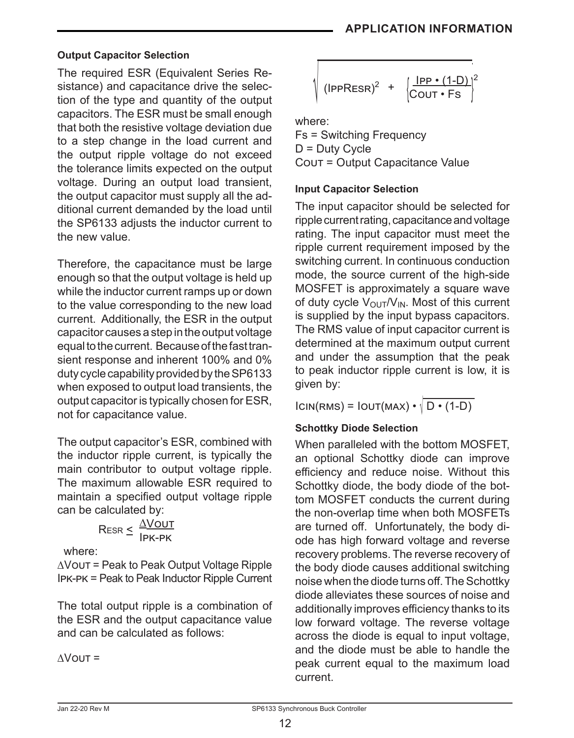## Output Capacitor Selection

The required ESR (Equivalent Series Resistance) and capacitance drive the selection of the type and quantity of the output capacitors. The ESR must be small enough that both the resistive voltage deviation due to a step change in the load current and the output ripple voltage do not exceed the tolerance limits expected on the output voltage. During an output load transient, the output capacitor must supply all the additional current demanded by the load until the SP6133 adjusts the inductor current to the new value.

Therefore, the capacitance must be large enough so that the output voltage is held up while the inductor current ramps up or down to the value corresponding to the new load current. Additionally, the ESR in the output capacitor causes a step in the output voltage equal to the current. Because of the fast transient response and inherent 100% and 0% duty cycle capability provided by the SP6133 when exposed to output load transients, the output capacitor is typically chosen for ESR, not for capacitance value.

The output capacitor's ESR, combined with the inductor ripple current, is typically the main contributor to output voltage ripple. The maximum allowable ESR required to maintain a specified output voltage ripple can be calculated by:

$$R_{ESR} \leq \frac{\Delta V_{OUT}}{I_{PK-PK}}$$

where:

$\Delta V_{OUT}$ = Peak to Peak Output Voltage Ripple
$I_{PK-PK}$ = Peak to Peak Inductor Ripple Current

The total output ripple is a combination of the ESR and the output capacitance value and can be calculated as follows:

$$\Delta V_{OUT} = \sqrt{(I_{PP}R_{ESR})^2 + \left(\frac{I_{PP} \cdot (1-D)}{C_{OUT} \cdot F_S}\right)^2}$$

where:
$F_S$ = Switching Frequency
D = Duty Cycle
$C_{OUT}$ = Output Capacitance Value

## Input Capacitor Selection

The input capacitor should be selected for ripple current rating, capacitance and voltage rating. The input capacitor must meet the ripple current requirement imposed by the switching current. In continuous conduction mode, the source current of the high-side MOSFET is approximately a square wave of duty cycle $V_{OUT}/V_{IN}$. Most of this current is supplied by the input bypass capacitors. The RMS value of input capacitor current is determined at the maximum output current and under the assumption that the peak to peak inductor ripple current is low, it is given by:

$$I_{CIN(RMS)} = I_{OUT(MAX)} \cdot \sqrt{D \cdot (1-D)}$$

## Schottky Diode Selection

When paralleled with the bottom MOSFET, an optional Schottky diode can improve efficiency and reduce noise. Without this Schottky diode, the body diode of the bottom MOSFET conducts the current during the non-overlap time when both MOSFETs are turned off. Unfortunately, the body diode has high forward voltage and reverse recovery problems. The reverse recovery of the body diode causes additional switching noise when the diode turns off. The Schottky diode alleviates these sources of noise and additionally improves efficiency thanks to its low forward voltage. The reverse voltage across the diode is equal to input voltage, and the diode must be able to handle the peak current equal to the maximum load current.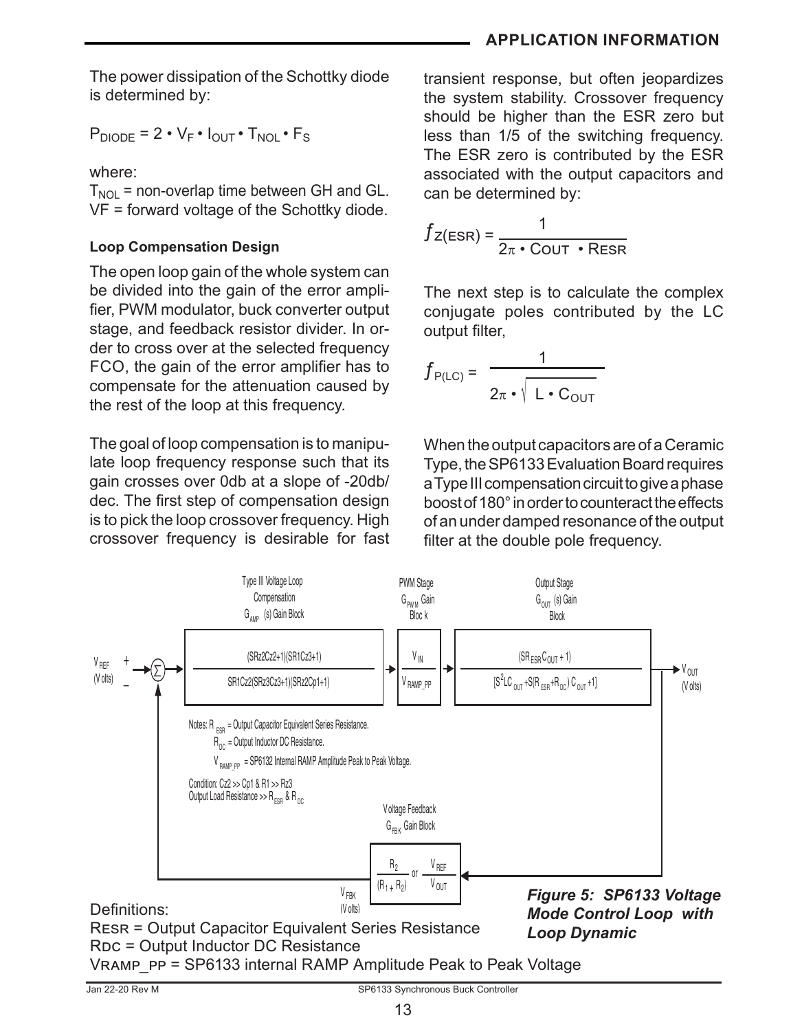The power dissipation of the Schottky diode is determined by:

$$P_{DIODE} = 2 \cdot V_F \cdot I_{OUT} \cdot T_{NOL} \cdot F_S$$

where:

$T_{NOL}$ = non-overlap time between GH and GL.
VF = forward voltage of the Schottky diode.

### Loop Compensation Design

The open loop gain of the whole system can be divided into the gain of the error amplifier, PWM modulator, buck converter output stage, and feedback resistor divider. In order to cross over at the selected frequency FCO, the gain of the error amplifier has to compensate for the attenuation caused by the rest of the loop at this frequency.

The goal of loop compensation is to manipulate loop frequency response such that its gain crosses over 0db at a slope of -20db/dec. The first step of compensation design is to pick the loop crossover frequency. High crossover frequency is desirable for fast transient response, but often jeopardizes the system stability. Crossover frequency should be higher than the ESR zero but less than 1/5 of the switching frequency. The ESR zero is contributed by the ESR associated with the output capacitors and can be determined by:

$$f_{Z(ESR)} = \frac{1}{2\pi \cdot C_{OUT} \cdot R_{ESR}}$$

The next step is to calculate the complex conjugate poles contributed by the LC output filter,

$$f_{P(LC)} = \frac{1}{2\pi \cdot \sqrt{L \cdot C_{OUT}}}$$

When the output capacitors are of a Ceramic Type, the SP6133 Evaluation Board requires a Type III compensation circuit to give a phase boost of 180° in order to counteract the effects of an under damped resonance of the output filter at the double pole frequency.

Type III Voltage Loop Compensation $G_{AMP}$ (s) Gain Block:

$$\frac{(sR_{z2}C_{z2}+1)(sR_1C_{z3}+1)}{sR_1C_{z2}(sR_{z3}C_{z3}+1)(sR_{z2}C_{p1}+1)}$$

PWM Stage $G_{PWM}$ Gain Block:

$$\frac{V_{IN}}{V_{RAMP\_PP}}$$

Output Stage $G_{OUT}$ (s) Gain Block:

$$\frac{(sR_{ESR}C_{OUT}+1)}{[s^2LC_{OUT}+s(R_{ESR}+R_{DC})C_{OUT}+1]}$$

$V_{REF}$ (Volts) → Σ (+/−) → $G_{AMP}$ → $G_{PWM}$ → $G_{OUT}$ → $V_{OUT}$ (Volts)

Voltage Feedback $G_{FBK}$ Gain Block:

$$\frac{R_2}{(R_1+R_2)} \text{ or } \frac{V_{REF}}{V_{OUT}}$$

Output: $V_{FBK}$ (Volts)

Notes: $R_{ESR}$ = Output Capacitor Equivalent Series Resistance.
$R_{DC}$ = Output Inductor DC Resistance.
$V_{RAMP\_PP}$ = SP6132 Internal RAMP Amplitude Peak to Peak Voltage.

Condition: Cz2 >> Cp1 & R1 >> Rz3
Output Load Resistance >> $R_{ESR}$ & $R_{DC}$

*Figure 5: SP6133 Voltage Mode Control Loop with Loop Dynamic*

Definitions:
$R_{ESR}$ = Output Capacitor Equivalent Series Resistance
$R_{DC}$ = Output Inductor DC Resistance
$V_{RAMP\_PP}$ = SP6133 internal RAMP Amplitude Peak to Peak Voltage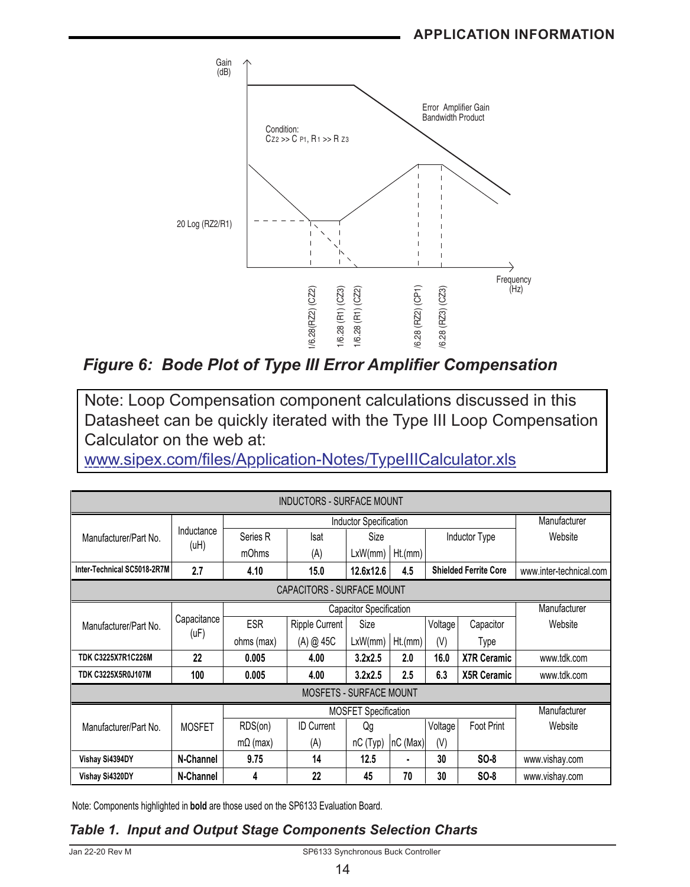Figure 6: *Bode Plot of Type III Error Amplifier Compensation*

> Note: Loop Compensation component calculations discussed in this Datasheet can be quickly iterated with the Type III Loop Compensation Calculator on the web at:
> www.sipex.com/files/Application-Notes/TypeIIICalculator.xls

| INDUCTORS - SURFACE MOUNT | | | | | | | | |
|---|---|---|---|---|---|---|---|---|
| Manufacturer/Part No. | Inductance (uH) | Inductor Specification | | | | | | Manufacturer Website |
| | | Series R mOhms | Isat (A) | Size LxW(mm) | Ht.(mm) | Inductor Type | | |
| **Inter-Technical SC5018-2R7M** | **2.7** | **4.10** | **15.0** | **12.6x12.6** | **4.5** | **Shielded Ferrite Core** | | www.inter-technical.com |
| **CAPACITORS - SURFACE MOUNT** | | | | | | | | |
| Manufacturer/Part No. | Capacitance (uF) | Capacitor Specification | | | | | | Manufacturer Website |
| | | ESR ohms (max) | Ripple Current (A) @ 45C | Size LxW(mm) | Ht.(mm) | Voltage (V) | Capacitor Type | |
| **TDK C3225X7R1C226M** | **22** | **0.005** | **4.00** | **3.2x2.5** | **2.0** | **16.0** | **X7R Ceramic** | www.tdk.com |
| **TDK C3225X5R0J107M** | **100** | **0.005** | **4.00** | **3.2x2.5** | **2.5** | **6.3** | **X5R Ceramic** | www.tdk.com |
| **MOSFETS - SURFACE MOUNT** | | | | | | | | |
| Manufacturer/Part No. | MOSFET | MOSFET Specification | | | | | | Manufacturer Website |
| | | RDS(on) mΩ (max) | ID Current (A) | Qg nC (Typ) | nC (Max) | Voltage (V) | Foot Print | |
| **Vishay Si4394DY** | **N-Channel** | **9.75** | **14** | **12.5** | **-** | **30** | **SO-8** | www.vishay.com |
| **Vishay Si4320DY** | **N-Channel** | **4** | **22** | **45** | **70** | **30** | **SO-8** | www.vishay.com |

Note: Components highlighted in **bold** are those used on the SP6133 Evaluation Board.

*Table 1. Input and Output Stage Components Selection Charts*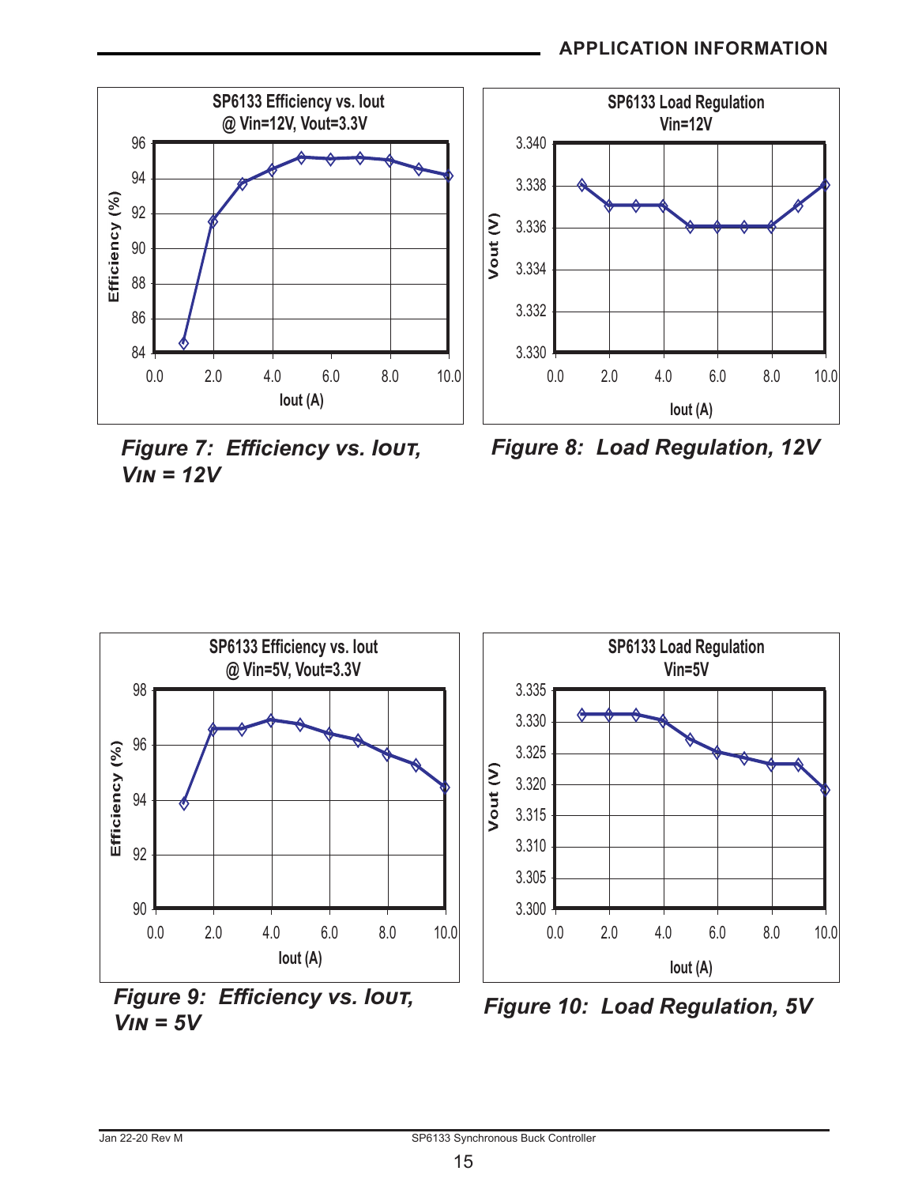## APPLICATION INFORMATION

*Figure 7: Efficiency vs. $I_{OUT}$, $V_{IN}$ = 12V*

*Figure 8: Load Regulation, 12V*

*Figure 9: Efficiency vs. $I_{OUT}$, $V_{IN}$ = 5V*

*Figure 10: Load Regulation, 5V*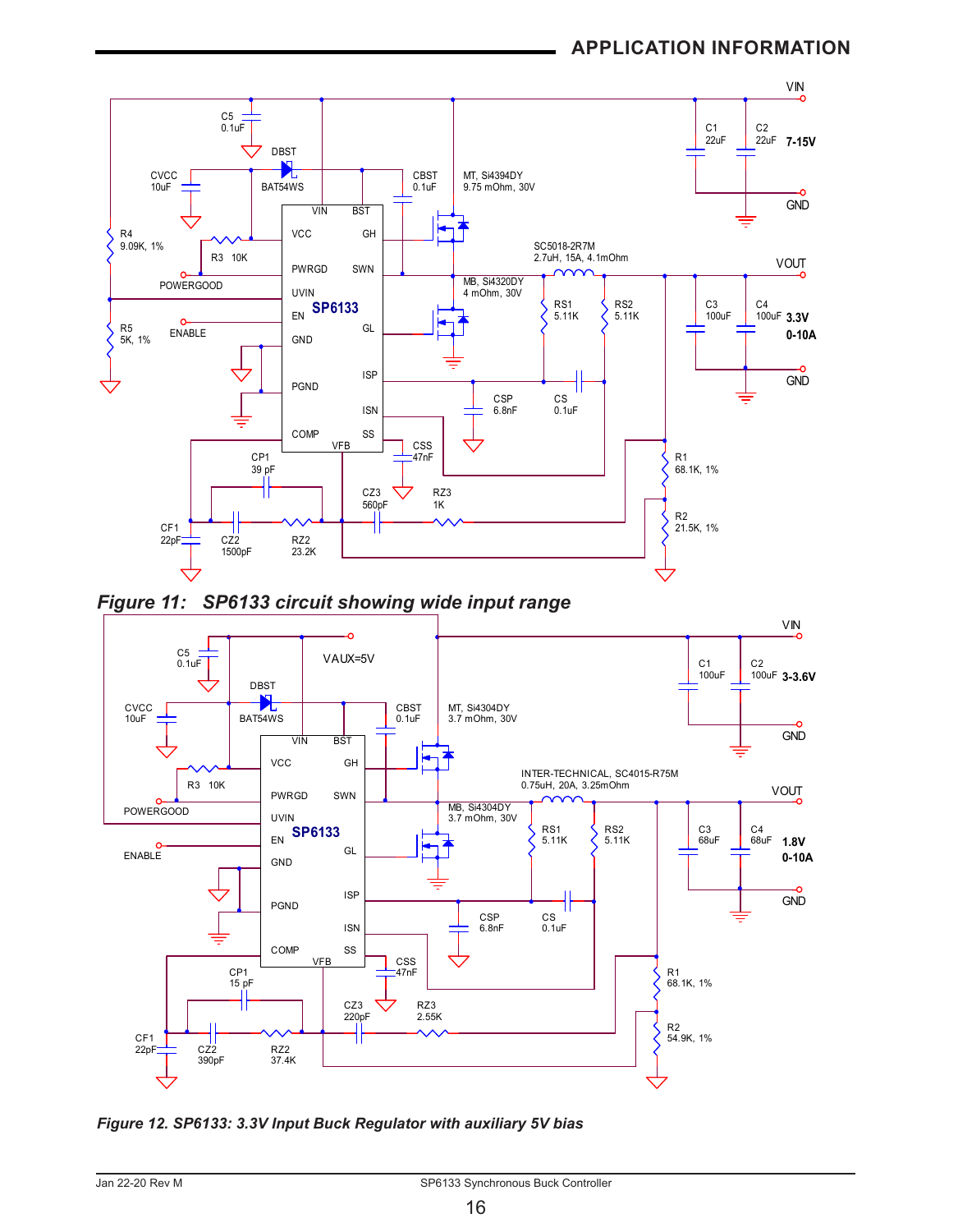## APPLICATION INFORMATION

***Figure 11: SP6133 circuit showing wide input range***

***Figure 12. SP6133: 3.3V Input Buck Regulator with auxiliary 5V bias***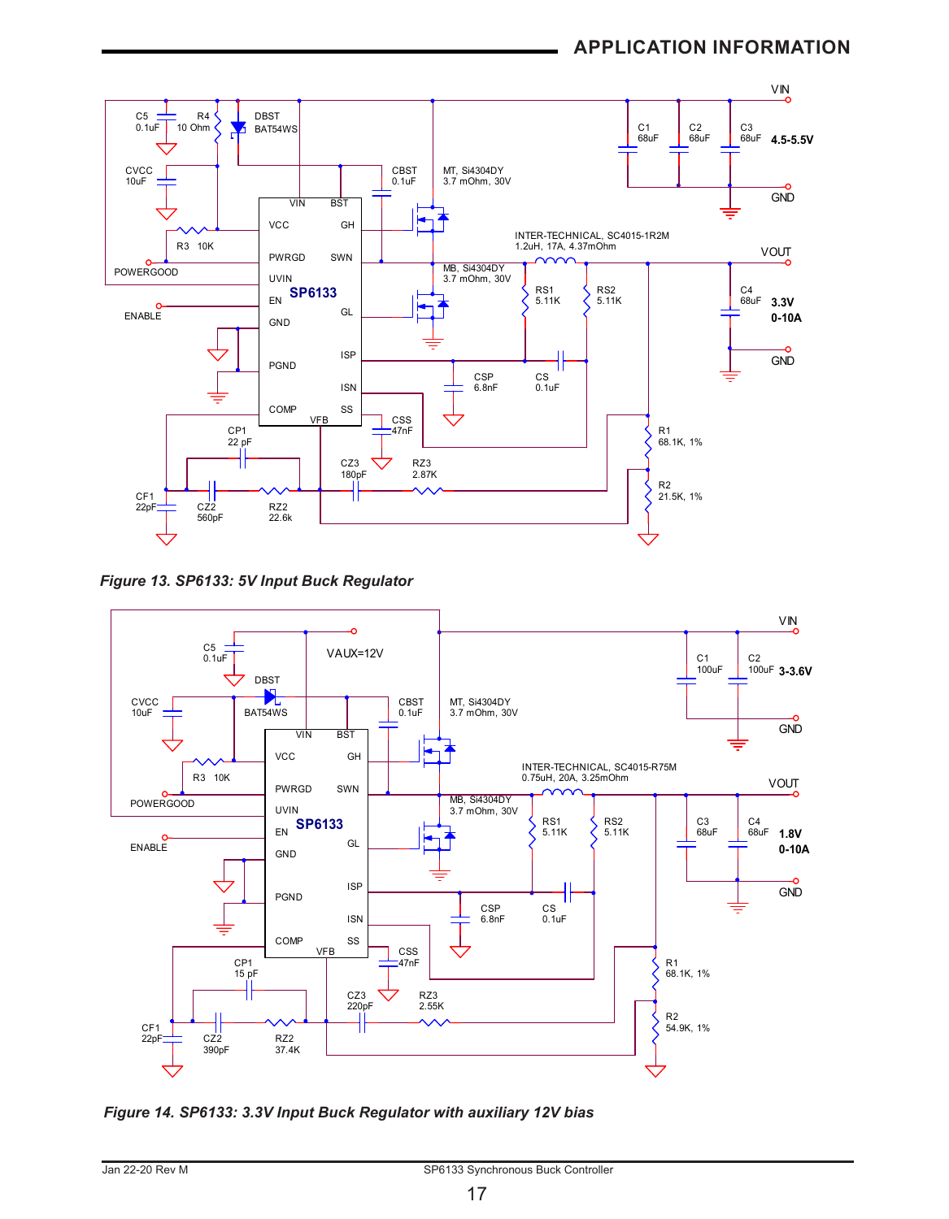## APPLICATION INFORMATION

*Figure 13. SP6133: 5V Input Buck Regulator*

*Figure 14. SP6133: 3.3V Input Buck Regulator with auxiliary 12V bias*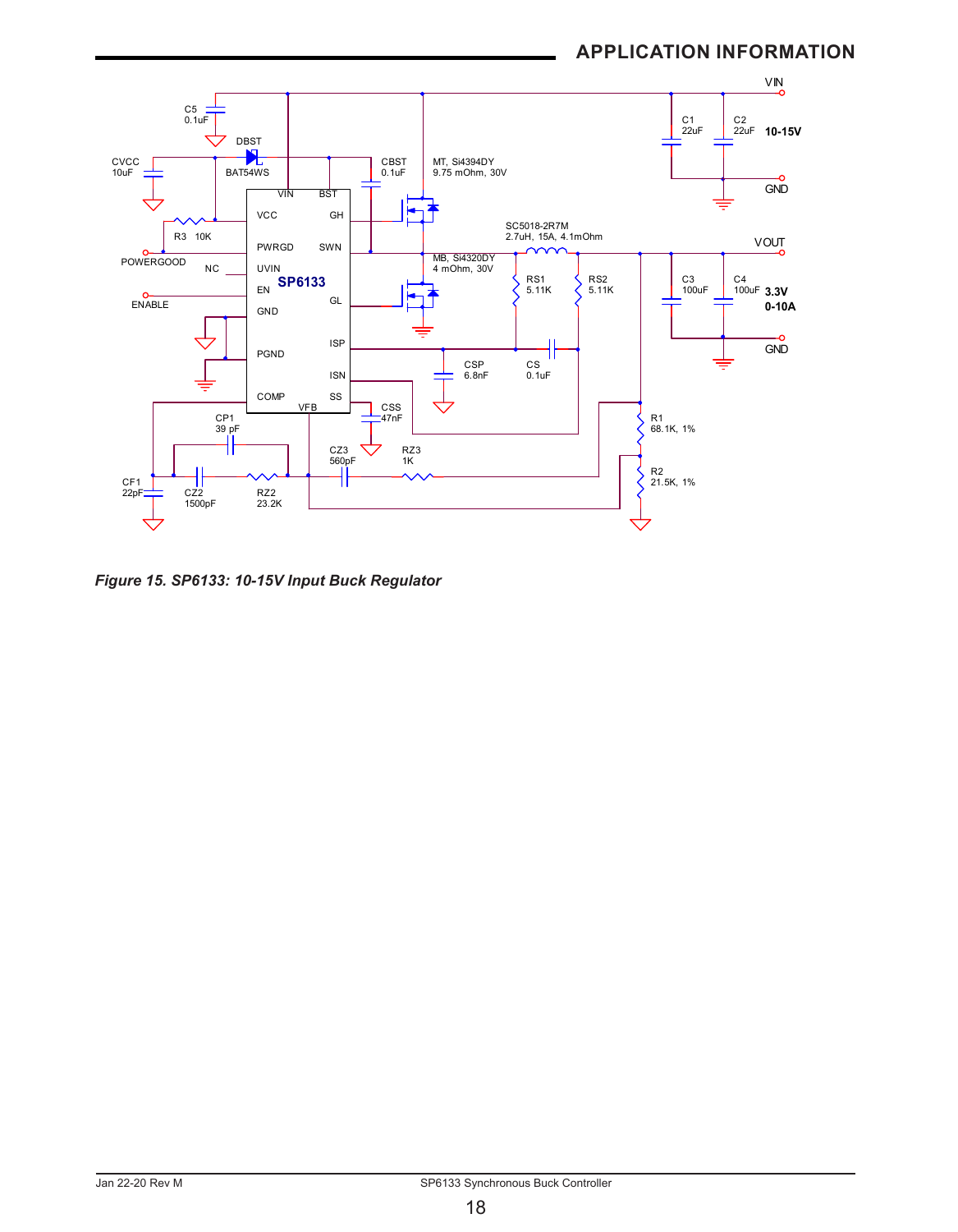## APPLICATION INFORMATION

*Figure 15. SP6133: 10-15V Input Buck Regulator*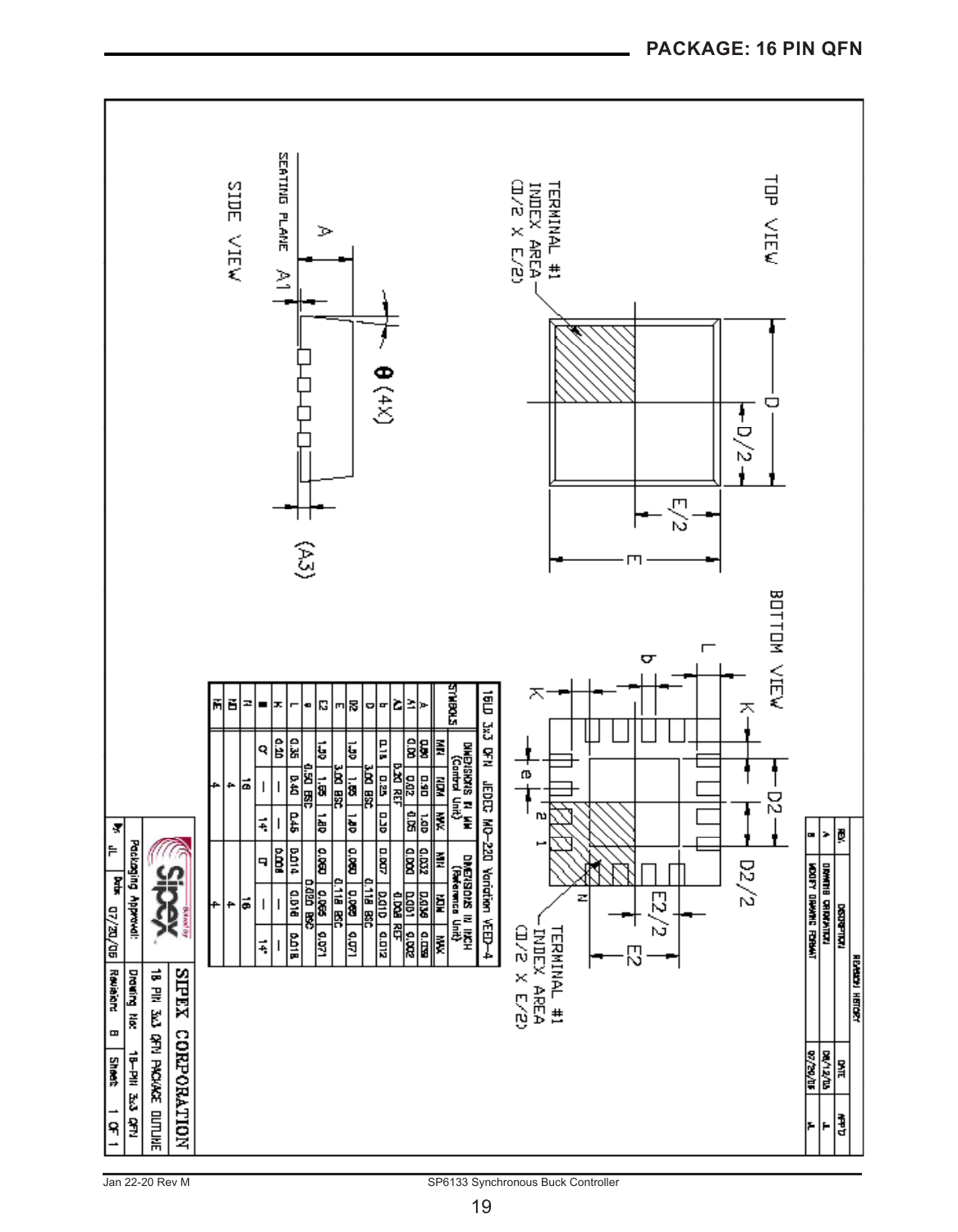## PACKAGE: 16 PIN QFN

TOP VIEW

TERMINAL #1 INDEX AREA (D/2 X E/2)

SIDE VIEW

SEATING PLANE

BOTTOM VIEW

TERMINAL #1 INDEX AREA (D/2 X E/2)

16LD 3x3 QFN JEDEC MO-220 Variation VEED-4

| SYMBOLS | DIMENSIONS IN MM (Control Unit) MIN | NOM | MAX | DIMENSIONS IN INCH (Reference Unit) MIN | NOM | MAX |
|---|---|---|---|---|---|---|
| A | 0.80 | 0.90 | 1.00 | 0.032 | 0.036 | 0.039 |
| A1 | 0.00 | 0.02 | 0.05 | 0.000 | 0.001 | 0.002 |
| A3 | | 0.20 REF | | | 0.008 REF | |
| b | 0.18 | 0.25 | 0.30 | 0.007 | 0.010 | 0.012 |
| D | | 3.00 BSC | | | 0.118 BSC | |
| D2 | 1.50 | 1.65 | 1.80 | 0.060 | 0.065 | 0.071 |
| E | | 3.00 BSC | | | 0.118 BSC | |
| E2 | 1.50 | 1.65 | 1.80 | 0.060 | 0.065 | 0.071 |
| e | | 0.50 BSC | | | 0.020 BSC | |
| L | 0.35 | 0.40 | 0.45 | 0.014 | 0.016 | 0.018 |
| K | 0.20 | — | — | 0.008 | — | — |
| θ | 0° | — | 14° | 0° | — | 14° |
| N | | 16 | | | 16 | |
| ND | | 4 | | | 4 | |
| NE | | 4 | | | 4 | |

REVISION HISTORY

| REV. | DESCRIPTION | DATE | APP'D |
|---|---|---|---|
| A | DRAWING ORIGINATION | 06/12/05 | JL |
| B | MODIFY DRAWING FORMAT | 02/28/06 | JL |

SIPEX CORPORATION

Packaging Approval:

18 PIN 3x3 QFN PACKAGE OUTLINE

By: JL | Date: 07/20/06 | Drawing No: 18-PIN 3x3 QFN | Revision: B | Sheet 1 OF 1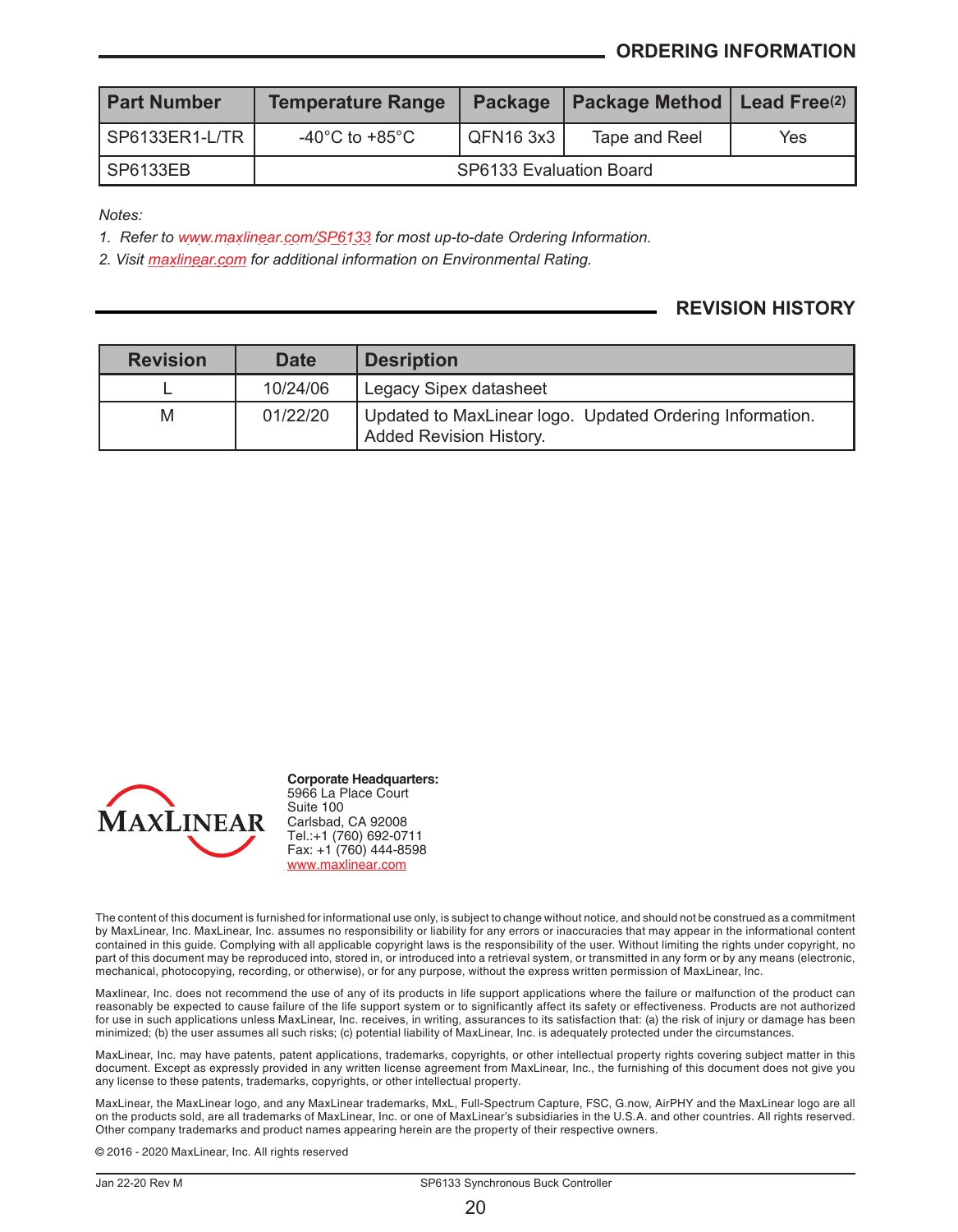## ORDERING INFORMATION

| Part Number | Temperature Range | Package | Package Method | Lead Free(2) |
|---|---|---|---|---|
| SP6133ER1-L/TR | -40°C to +85°C | QFN16 3x3 | Tape and Reel | Yes |
| SP6133EB | SP6133 Evaluation Board | | | |

*Notes:*

*1. Refer to www.maxlinear.com/SP6133 for most up-to-date Ordering Information.*

*2. Visit maxlinear.com for additional information on Environmental Rating.*

## REVISION HISTORY

| Revision | Date | Desription |
|---|---|---|
| L | 10/24/06 | Legacy Sipex datasheet |
| M | 01/22/20 | Updated to MaxLinear logo. Updated Ordering Information. Added Revision History. |

MAXLINEAR

**Corporate Headquarters:**
5966 La Place Court
Suite 100
Carlsbad, CA 92008
Tel.:+1 (760) 692-0711
Fax: +1 (760) 444-8598
www.maxlinear.com

The content of this document is furnished for informational use only, is subject to change without notice, and should not be construed as a commitment by MaxLinear, Inc. MaxLinear, Inc. assumes no responsibility or liability for any errors or inaccuracies that may appear in the informational content contained in this guide. Complying with all applicable copyright laws is the responsibility of the user. Without limiting the rights under copyright, no part of this document may be reproduced into, stored in, or introduced into a retrieval system, or transmitted in any form or by any means (electronic, mechanical, photocopying, recording, or otherwise), or for any purpose, without the express written permission of MaxLinear, Inc.

Maxlinear, Inc. does not recommend the use of any of its products in life support applications where the failure or malfunction of the product can reasonably be expected to cause failure of the life support system or to significantly affect its safety or effectiveness. Products are not authorized for use in such applications unless MaxLinear, Inc. receives, in writing, assurances to its satisfaction that: (a) the risk of injury or damage has been minimized; (b) the user assumes all such risks; (c) potential liability of MaxLinear, Inc. is adequately protected under the circumstances.

MaxLinear, Inc. may have patents, patent applications, trademarks, copyrights, or other intellectual property rights covering subject matter in this document. Except as expressly provided in any written license agreement from MaxLinear, Inc., the furnishing of this document does not give you any license to these patents, trademarks, copyrights, or other intellectual property.

MaxLinear, the MaxLinear logo, and any MaxLinear trademarks, MxL, Full-Spectrum Capture, FSC, G.now, AirPHY and the MaxLinear logo are all on the products sold, are all trademarks of MaxLinear, Inc. or one of MaxLinear's subsidiaries in the U.S.A. and other countries. All rights reserved. Other company trademarks and product names appearing herein are the property of their respective owners.

© 2016 - 2020 MaxLinear, Inc. All rights reserved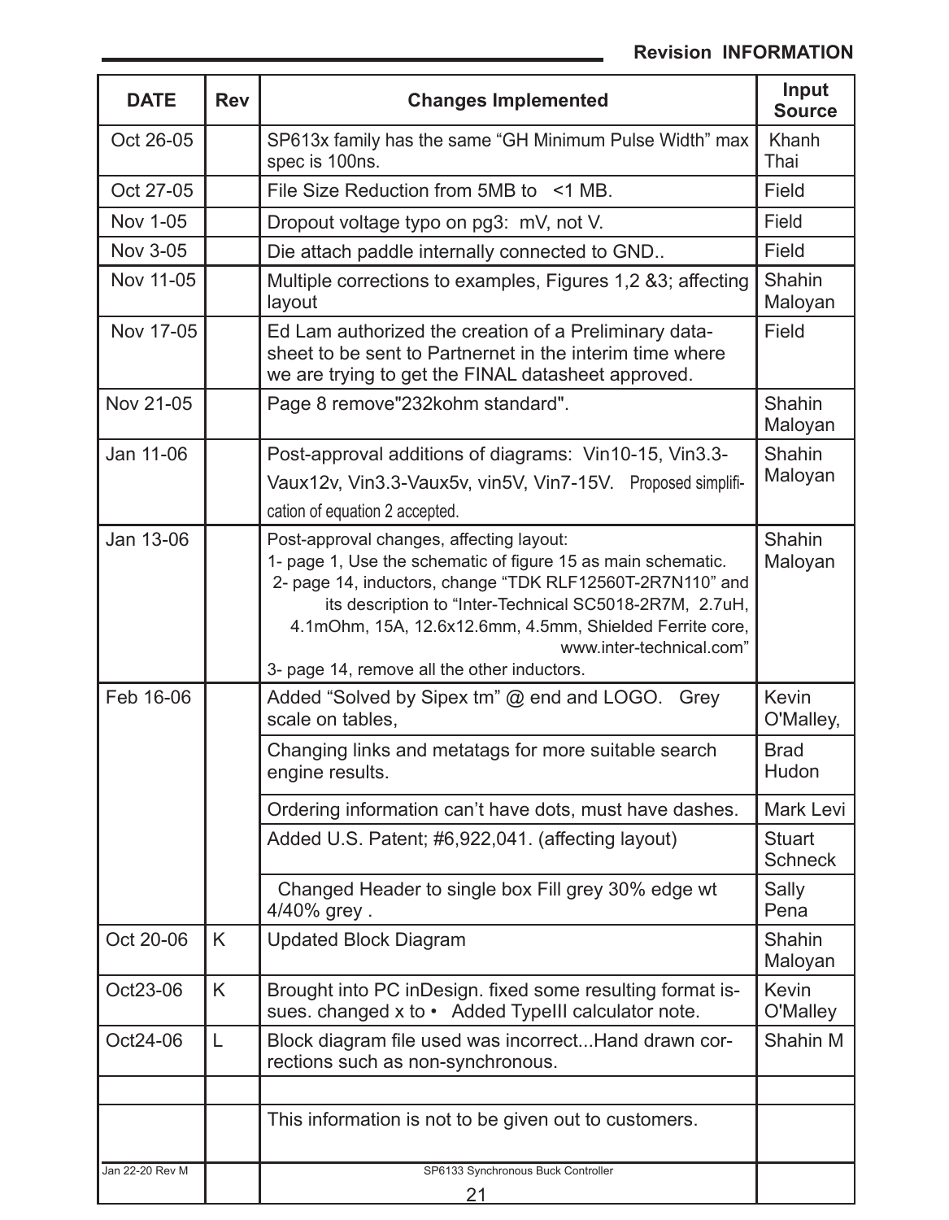# Revision INFORMATION

| DATE | Rev | Changes Implemented | Input Source |
| --- | --- | --- | --- |
| Oct 26-05 | | SP613x family has the same "GH Minimum Pulse Width" max spec is 100ns. | Khanh Thai |
| Oct 27-05 | | File Size Reduction from 5MB to <1 MB. | Field |
| Nov 1-05 | | Dropout voltage typo on pg3: mV, not V. | Field |
| Nov 3-05 | | Die attach paddle internally connected to GND.. | Field |
| Nov 11-05 | | Multiple corrections to examples, Figures 1,2 &3; affecting layout | Shahin Maloyan |
| Nov 17-05 | | Ed Lam authorized the creation of a Preliminary data-sheet to be sent to Partnernet in the interim time where we are trying to get the FINAL datasheet approved. | Field |
| Nov 21-05 | | Page 8 remove"232kohm standard". | Shahin Maloyan |
| Jan 11-06 | | Post-approval additions of diagrams: Vin10-15, Vin3.3-Vaux12v, Vin3.3-Vaux5v, vin5V, Vin7-15V. Proposed simplification of equation 2 accepted. | Shahin Maloyan |
| Jan 13-06 | | Post-approval changes, affecting layout:<br>1- page 1, Use the schematic of figure 15 as main schematic.<br>2- page 14, inductors, change "TDK RLF12560T-2R7N110" and its description to "Inter-Technical SC5018-2R7M, 2.7uH, 4.1mOhm, 15A, 12.6x12.6mm, 4.5mm, Shielded Ferrite core, www.inter-technical.com"<br>3- page 14, remove all the other inductors. | Shahin Maloyan |
| Feb 16-06 | | Added "Solved by Sipex tm" @ end and LOGO. Grey scale on tables, | Kevin O'Malley, |
| | | Changing links and metatags for more suitable search engine results. | Brad Hudon |
| | | Ordering information can't have dots, must have dashes. | Mark Levi |
| | | Added U.S. Patent; #6,922,041. (affecting layout) | Stuart Schneck |
| | | Changed Header to single box Fill grey 30% edge wt 4/40% grey . | Sally Pena |
| Oct 20-06 | K | Updated Block Diagram | Shahin Maloyan |
| Oct23-06 | K | Brought into PC inDesign. fixed some resulting format issues. changed x to • Added TypeIII calculator note. | Kevin O'Malley |
| Oct24-06 | L | Block diagram file used was incorrect...Hand drawn corrections such as non-synchronous. | Shahin M |
| | | | |
| | | This information is not to be given out to customers. | |